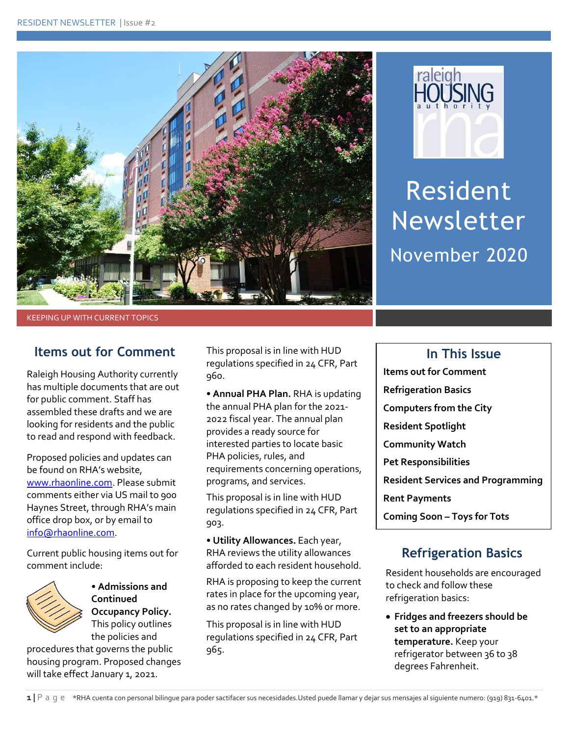# Resident Newsletter

November 2020

KEEPING UP WITH CURRENT TOPICS

## In This Issue

- Items out for Comment
- Refrigeration Basics
- Computers from the City
- Resident Spotlight
- Community Watch
- Pet Responsibilities
- Resident Services and Programming
- Rent Payments
- Coming Soon – Toys for Tots

## Items out for Comment

Raleigh Housing Authority currently has multiple documents that are out for public comment. Staff has assembled these drafts and we are looking for residents and the public to read and respond with feedback.

Proposed policies and updates can be found on RHA's website, [www.rhaonline.com](www.rhaonline.com). Please submit comments either via US mail to 900 Haynes Street, through RHA's main office drop box, or by email to [info@rhaonline.com](mailto:info@rhaonline.com).

Current public housing items out for comment include:

- **Admissions and Continued Occupancy Policy.** This policy outlines the policies and procedures that governs the public housing program. Proposed changes will take effect January 1, 2021.

  This proposal is in line with HUD regulations specified in 24 CFR, Part 960.

- **Annual PHA Plan.** RHA is updating the annual PHA plan for the 2021-2022 fiscal year. The annual plan provides a ready source for interested parties to locate basic PHA policies, rules, and requirements concerning operations, programs, and services.

  This proposal is in line with HUD regulations specified in 24 CFR, Part 903.

- **Utility Allowances.** Each year, RHA reviews the utility allowances afforded to each resident household.

  RHA is proposing to keep the current rates in place for the upcoming year, as no rates changed by 10% or more.

  This proposal is in line with HUD regulations specified in 24 CFR, Part 965.

## Refrigeration Basics

Resident households are encouraged to check and follow these refrigeration basics:

- **Fridges and freezers should be set to an appropriate temperature.** Keep your refrigerator between 36 to 38 degrees Fahrenheit.

*RHA cuenta con personal bilingue para poder sactifacer sus necesidades.Usted puede llamar y dejar sus mensajes al siguiente numero: (919) 831-6401.*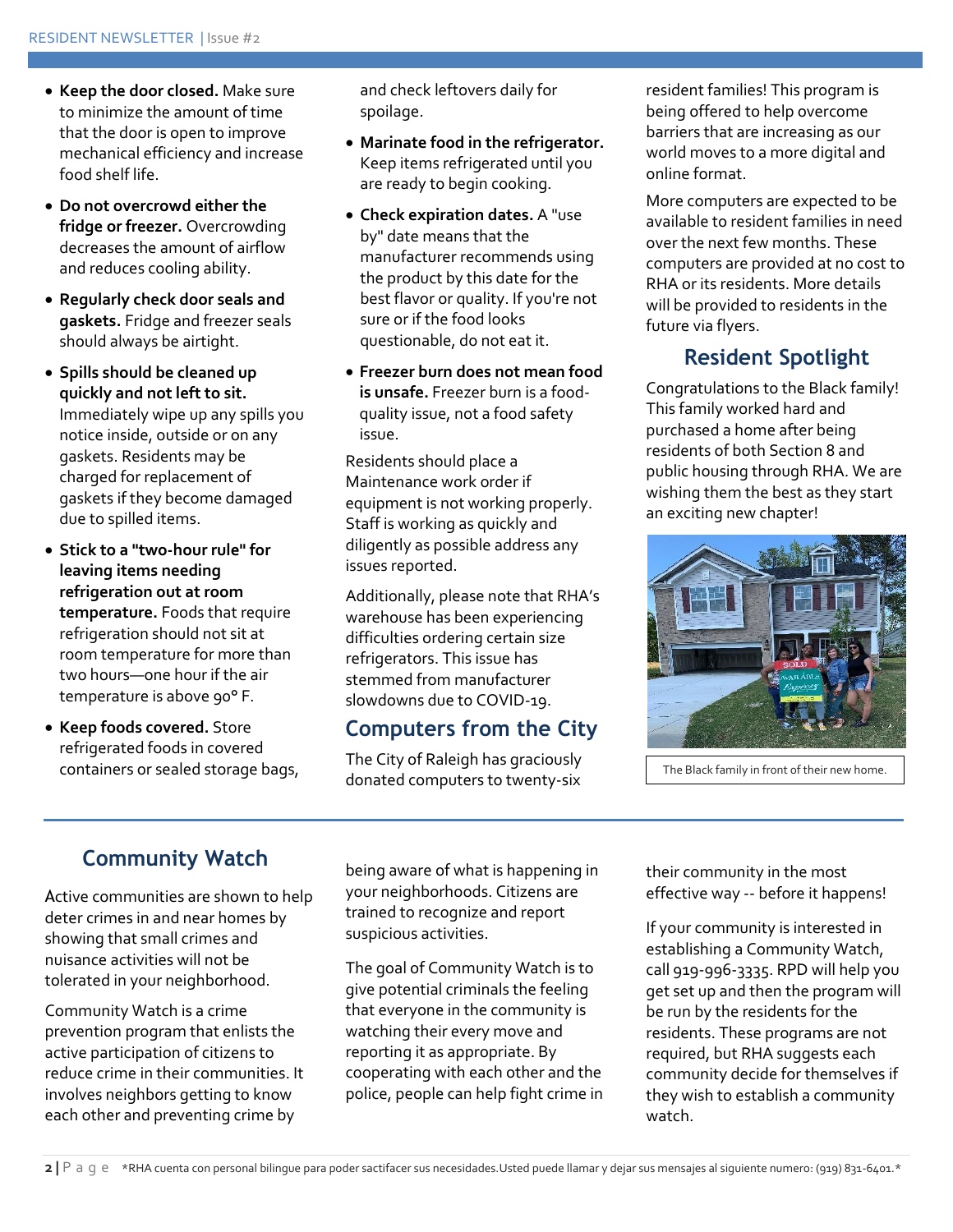- **Keep the door closed.** Make sure to minimize the amount of time that the door is open to improve mechanical efficiency and increase food shelf life.
- **Do not overcrowd either the fridge or freezer.** Overcrowding decreases the amount of airflow and reduces cooling ability.
- **Regularly check door seals and gaskets.** Fridge and freezer seals should always be airtight.
- **Spills should be cleaned up quickly and not left to sit.** Immediately wipe up any spills you notice inside, outside or on any gaskets. Residents may be charged for replacement of gaskets if they become damaged due to spilled items.
- **Stick to a "two-hour rule" for leaving items needing refrigeration out at room temperature.** Foods that require refrigeration should not sit at room temperature for more than two hours—one hour if the air temperature is above 90° F.
- **Keep foods covered.** Store refrigerated foods in covered containers or sealed storage bags, and check leftovers daily for spoilage.
- **Marinate food in the refrigerator.** Keep items refrigerated until you are ready to begin cooking.
- **Check expiration dates.** A "use by" date means that the manufacturer recommends using the product by this date for the best flavor or quality. If you're not sure or if the food looks questionable, do not eat it.
- **Freezer burn does not mean food is unsafe.** Freezer burn is a food-quality issue, not a food safety issue.

Residents should place a Maintenance work order if equipment is not working properly. Staff is working as quickly and diligently as possible address any issues reported.

Additionally, please note that RHA's warehouse has been experiencing difficulties ordering certain size refrigerators. This issue has stemmed from manufacturer slowdowns due to COVID-19.

## Computers from the City

The City of Raleigh has graciously donated computers to twenty-six resident families! This program is being offered to help overcome barriers that are increasing as our world moves to a more digital and online format.

More computers are expected to be available to resident families in need over the next few months. These computers are provided at no cost to RHA or its residents. More details will be provided to residents in the future via flyers.

## Resident Spotlight

Congratulations to the Black family! This family worked hard and purchased a home after being residents of both Section 8 and public housing through RHA. We are wishing them the best as they start an exciting new chapter!

The Black family in front of their new home.

## Community Watch

Active communities are shown to help deter crimes in and near homes by showing that small crimes and nuisance activities will not be tolerated in your neighborhood.

Community Watch is a crime prevention program that enlists the active participation of citizens to reduce crime in their communities. It involves neighbors getting to know each other and preventing crime by being aware of what is happening in your neighborhoods. Citizens are trained to recognize and report suspicious activities.

The goal of Community Watch is to give potential criminals the feeling that everyone in the community is watching their every move and reporting it as appropriate. By cooperating with each other and the police, people can help fight crime in their community in the most effective way -- before it happens!

If your community is interested in establishing a Community Watch, call 919-996-3335. RPD will help you get set up and then the program will be run by the residents for the residents. These programs are not required, but RHA suggests each community decide for themselves if they wish to establish a community watch.

*RHA cuenta con personal bilingue para poder sactifacer sus necesidades.Usted puede llamar y dejar sus mensajes al siguiente numero: (919) 831-6401.*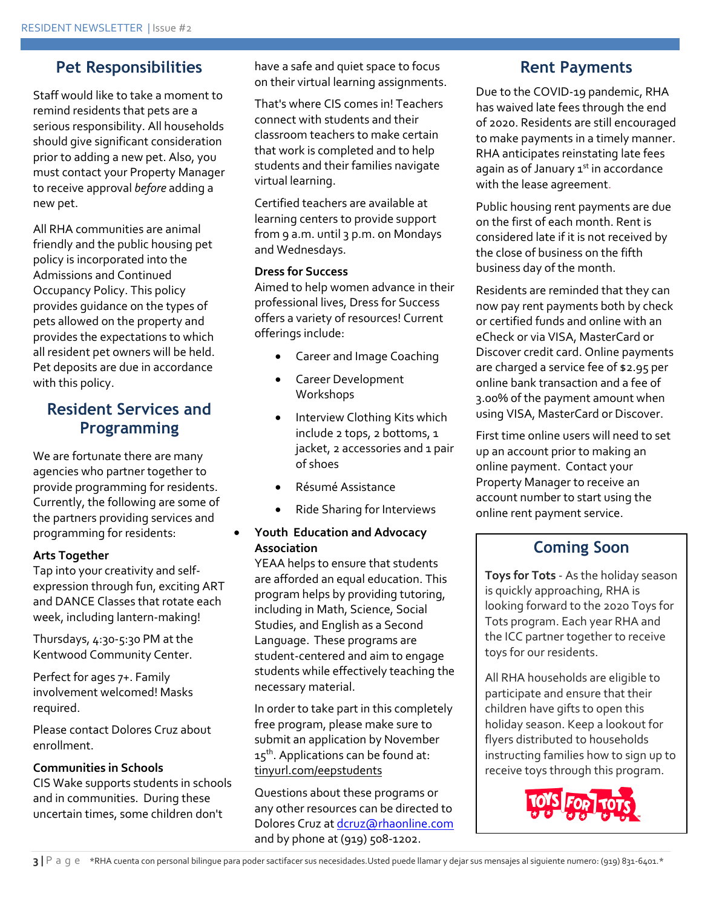## Pet Responsibilities

Staff would like to take a moment to remind residents that pets are a serious responsibility. All households should give significant consideration prior to adding a new pet. Also, you must contact your Property Manager to receive approval *before* adding a new pet.

All RHA communities are animal friendly and the public housing pet policy is incorporated into the Admissions and Continued Occupancy Policy. This policy provides guidance on the types of pets allowed on the property and provides the expectations to which all resident pet owners will be held. Pet deposits are due in accordance with this policy.

## Resident Services and Programming

We are fortunate there are many agencies who partner together to provide programming for residents. Currently, the following are some of the partners providing services and programming for residents:

**Arts Together**
Tap into your creativity and self-expression through fun, exciting ART and DANCE Classes that rotate each week, including lantern-making!

Thursdays, 4:30-5:30 PM at the Kentwood Community Center.

Perfect for ages 7+. Family involvement welcomed! Masks required.

Please contact Dolores Cruz about enrollment.

**Communities in Schools**
CIS Wake supports students in schools and in communities. During these uncertain times, some children don't have a safe and quiet space to focus on their virtual learning assignments.

That's where CIS comes in! Teachers connect with students and their classroom teachers to make certain that work is completed and to help students and their families navigate virtual learning.

Certified teachers are available at learning centers to provide support from 9 a.m. until 3 p.m. on Mondays and Wednesdays.

**Dress for Success**
Aimed to help women advance in their professional lives, Dress for Success offers a variety of resources! Current offerings include:

- Career and Image Coaching
- Career Development Workshops
- Interview Clothing Kits which include 2 tops, 2 bottoms, 1 jacket, 2 accessories and 1 pair of shoes
- Résumé Assistance
- Ride Sharing for Interviews

- **Youth Education and Advocacy Association**
  YEAA helps to ensure that students are afforded an equal education. This program helps by providing tutoring, including in Math, Science, Social Studies, and English as a Second Language. These programs are student-centered and aim to engage students while effectively teaching the necessary material.

In order to take part in this completely free program, please make sure to submit an application by November 15th. Applications can be found at: tinyurl.com/eepstudents

Questions about these programs or any other resources can be directed to Dolores Cruz at dcruz@rhaonline.com and by phone at (919) 508-1202.

## Rent Payments

Due to the COVID-19 pandemic, RHA has waived late fees through the end of 2020. Residents are still encouraged to make payments in a timely manner. RHA anticipates reinstating late fees again as of January 1st in accordance with the lease agreement.

Public housing rent payments are due on the first of each month. Rent is considered late if it is not received by the close of business on the fifth business day of the month.

Residents are reminded that they can now pay rent payments both by check or certified funds and online with an eCheck or via VISA, MasterCard or Discover credit card. Online payments are charged a service fee of $2.95 per online bank transaction and a fee of 3.00% of the payment amount when using VISA, MasterCard or Discover.

First time online users will need to set up an account prior to making an online payment. Contact your Property Manager to receive an account number to start using the online rent payment service.

## Coming Soon

**Toys for Tots** - As the holiday season is quickly approaching, RHA is looking forward to the 2020 Toys for Tots program. Each year RHA and the ICC partner together to receive toys for our residents.

All RHA households are eligible to participate and ensure that their children have gifts to open this holiday season. Keep a lookout for flyers distributed to households instructing families how to sign up to receive toys through this program.

*RHA cuenta con personal bilingue para poder sactifacer sus necesidades.Usted puede llamar y dejar sus mensajes al siguiente numero: (919) 831-6401.*